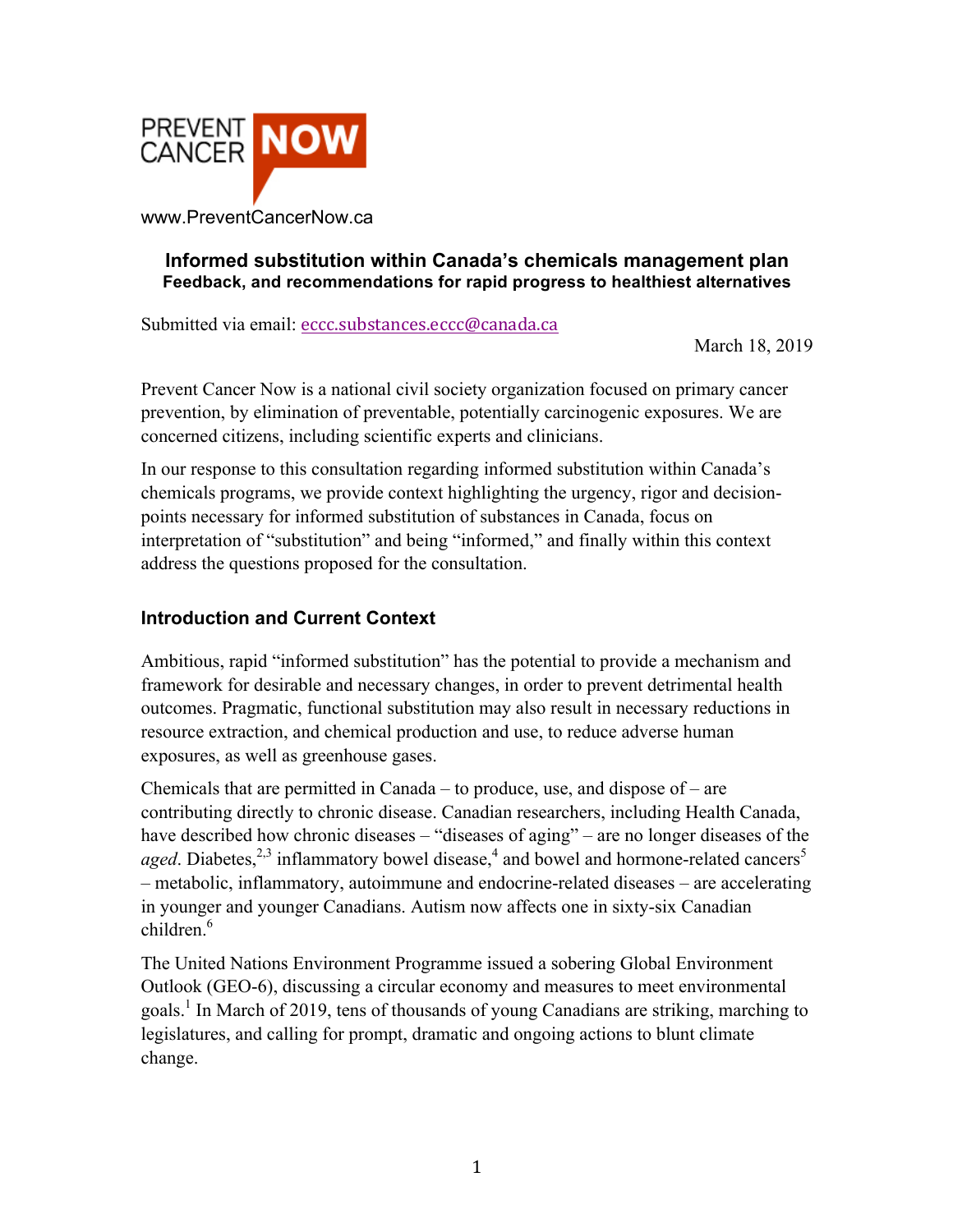PREVENT CANCER NOW

www.PreventCancerNow.ca

# Informed substitution within Canada's chemicals management plan

**Feedback, and recommendations for rapid progress to healthiest alternatives**

Submitted via email: eccc.substances.eccc@canada.ca

March 18, 2019

Prevent Cancer Now is a national civil society organization focused on primary cancer prevention, by elimination of preventable, potentially carcinogenic exposures. We are concerned citizens, including scientific experts and clinicians.

In our response to this consultation regarding informed substitution within Canada's chemicals programs, we provide context highlighting the urgency, rigor and decision-points necessary for informed substitution of substances in Canada, focus on interpretation of "substitution" and being "informed," and finally within this context address the questions proposed for the consultation.

## Introduction and Current Context

Ambitious, rapid "informed substitution" has the potential to provide a mechanism and framework for desirable and necessary changes, in order to prevent detrimental health outcomes. Pragmatic, functional substitution may also result in necessary reductions in resource extraction, and chemical production and use, to reduce adverse human exposures, as well as greenhouse gases.

Chemicals that are permitted in Canada – to produce, use, and dispose of – are contributing directly to chronic disease. Canadian researchers, including Health Canada, have described how chronic diseases – "diseases of aging" – are no longer diseases of the *aged*. Diabetes,[2,3] inflammatory bowel disease,[4] and bowel and hormone-related cancers[5] – metabolic, inflammatory, autoimmune and endocrine-related diseases – are accelerating in younger and younger Canadians. Autism now affects one in sixty-six Canadian children.[6]

The United Nations Environment Programme issued a sobering Global Environment Outlook (GEO-6), discussing a circular economy and measures to meet environmental goals.[1] In March of 2019, tens of thousands of young Canadians are striking, marching to legislatures, and calling for prompt, dramatic and ongoing actions to blunt climate change.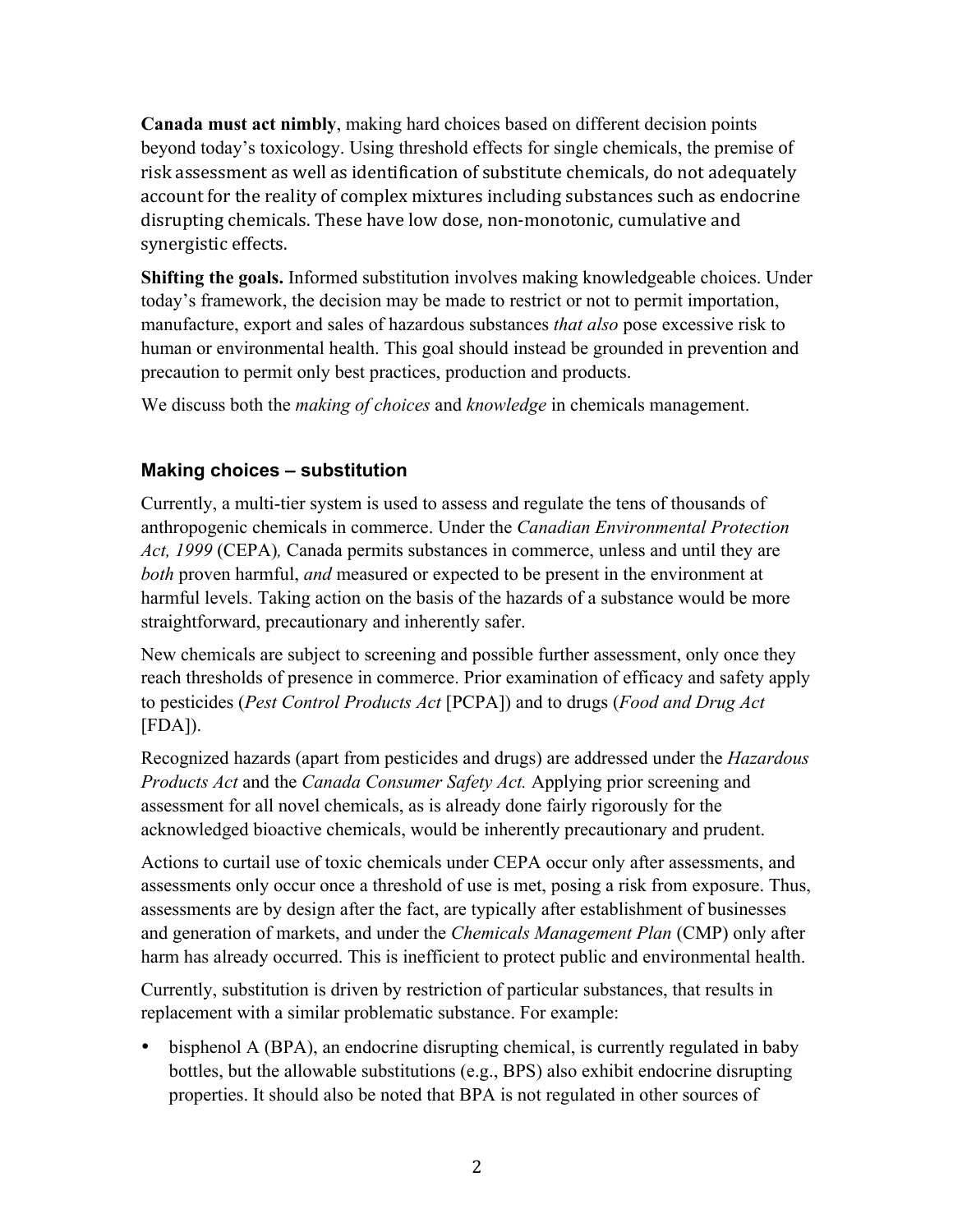**Canada must act nimbly**, making hard choices based on different decision points beyond today's toxicology. Using threshold effects for single chemicals, the premise of risk assessment as well as identification of substitute chemicals, do not adequately account for the reality of complex mixtures including substances such as endocrine disrupting chemicals. These have low dose, non-monotonic, cumulative and synergistic effects.

**Shifting the goals.** Informed substitution involves making knowledgeable choices. Under today's framework, the decision may be made to restrict or not to permit importation, manufacture, export and sales of hazardous substances *that also* pose excessive risk to human or environmental health. This goal should instead be grounded in prevention and precaution to permit only best practices, production and products.

We discuss both the *making of choices* and *knowledge* in chemicals management.

### Making choices – substitution

Currently, a multi-tier system is used to assess and regulate the tens of thousands of anthropogenic chemicals in commerce. Under the *Canadian Environmental Protection Act, 1999* (CEPA), Canada permits substances in commerce, unless and until they are *both* proven harmful, *and* measured or expected to be present in the environment at harmful levels. Taking action on the basis of the hazards of a substance would be more straightforward, precautionary and inherently safer.

New chemicals are subject to screening and possible further assessment, only once they reach thresholds of presence in commerce. Prior examination of efficacy and safety apply to pesticides (*Pest Control Products Act* [PCPA]) and to drugs (*Food and Drug Act* [FDA]).

Recognized hazards (apart from pesticides and drugs) are addressed under the *Hazardous Products Act* and the *Canada Consumer Safety Act.* Applying prior screening and assessment for all novel chemicals, as is already done fairly rigorously for the acknowledged bioactive chemicals, would be inherently precautionary and prudent.

Actions to curtail use of toxic chemicals under CEPA occur only after assessments, and assessments only occur once a threshold of use is met, posing a risk from exposure. Thus, assessments are by design after the fact, are typically after establishment of businesses and generation of markets, and under the *Chemicals Management Plan* (CMP) only after harm has already occurred. This is inefficient to protect public and environmental health.

Currently, substitution is driven by restriction of particular substances, that results in replacement with a similar problematic substance. For example:

- bisphenol A (BPA), an endocrine disrupting chemical, is currently regulated in baby bottles, but the allowable substitutions (e.g., BPS) also exhibit endocrine disrupting properties. It should also be noted that BPA is not regulated in other sources of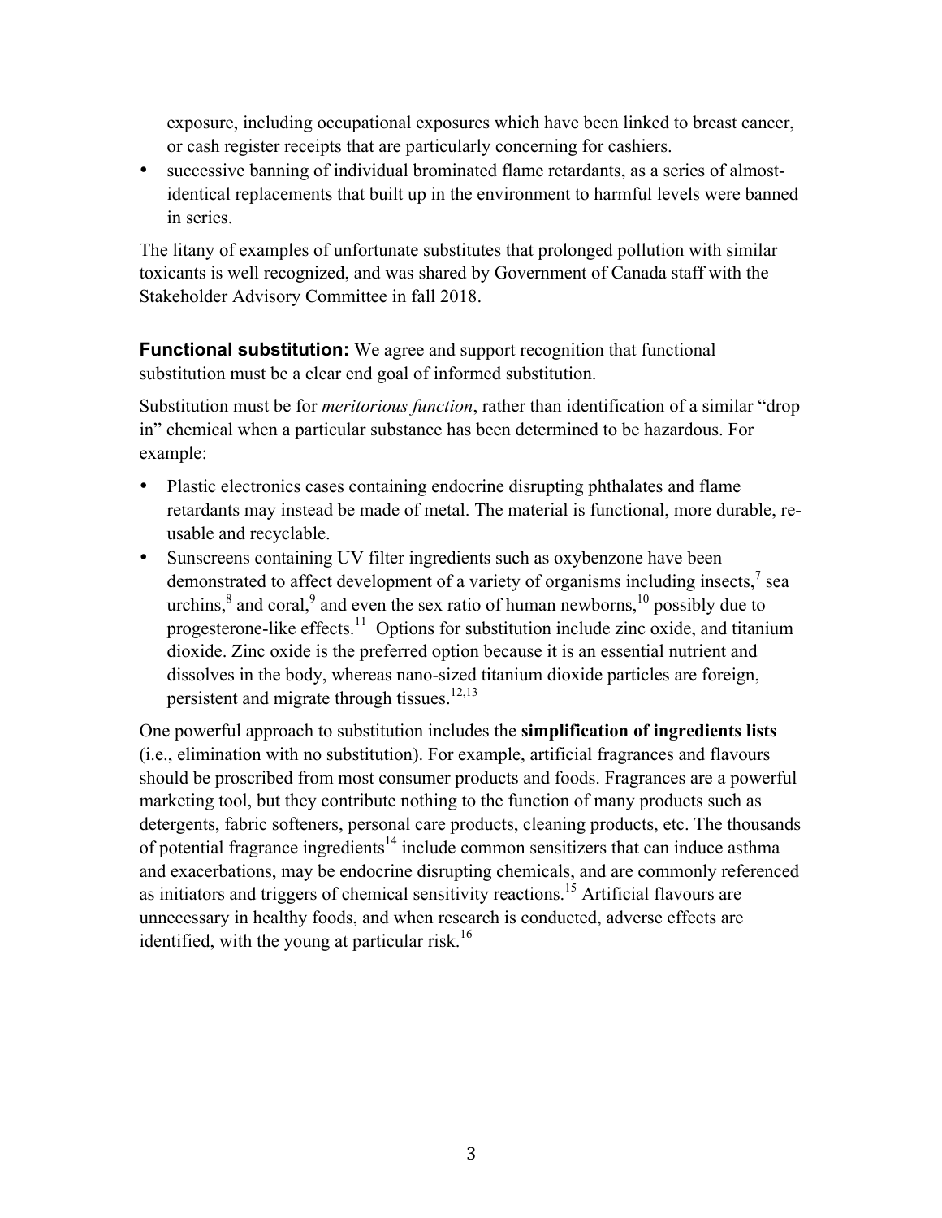exposure, including occupational exposures which have been linked to breast cancer, or cash register receipts that are particularly concerning for cashiers.

- successive banning of individual brominated flame retardants, as a series of almost-identical replacements that built up in the environment to harmful levels were banned in series.

The litany of examples of unfortunate substitutes that prolonged pollution with similar toxicants is well recognized, and was shared by Government of Canada staff with the Stakeholder Advisory Committee in fall 2018.

**Functional substitution:** We agree and support recognition that functional substitution must be a clear end goal of informed substitution.

Substitution must be for *meritorious function*, rather than identification of a similar "drop in" chemical when a particular substance has been determined to be hazardous. For example:

- Plastic electronics cases containing endocrine disrupting phthalates and flame retardants may instead be made of metal. The material is functional, more durable, re-usable and recyclable.
- Sunscreens containing UV filter ingredients such as oxybenzone have been demonstrated to affect development of a variety of organisms including insects,[7] sea urchins,[8] and coral,[9] and even the sex ratio of human newborns,[10] possibly due to progesterone-like effects.[11] Options for substitution include zinc oxide, and titanium dioxide. Zinc oxide is the preferred option because it is an essential nutrient and dissolves in the body, whereas nano-sized titanium dioxide particles are foreign, persistent and migrate through tissues.[12,13]

One powerful approach to substitution includes the **simplification of ingredients lists** (i.e., elimination with no substitution). For example, artificial fragrances and flavours should be proscribed from most consumer products and foods. Fragrances are a powerful marketing tool, but they contribute nothing to the function of many products such as detergents, fabric softeners, personal care products, cleaning products, etc. The thousands of potential fragrance ingredients[14] include common sensitizers that can induce asthma and exacerbations, may be endocrine disrupting chemicals, and are commonly referenced as initiators and triggers of chemical sensitivity reactions.[15] Artificial flavours are unnecessary in healthy foods, and when research is conducted, adverse effects are identified, with the young at particular risk.[16]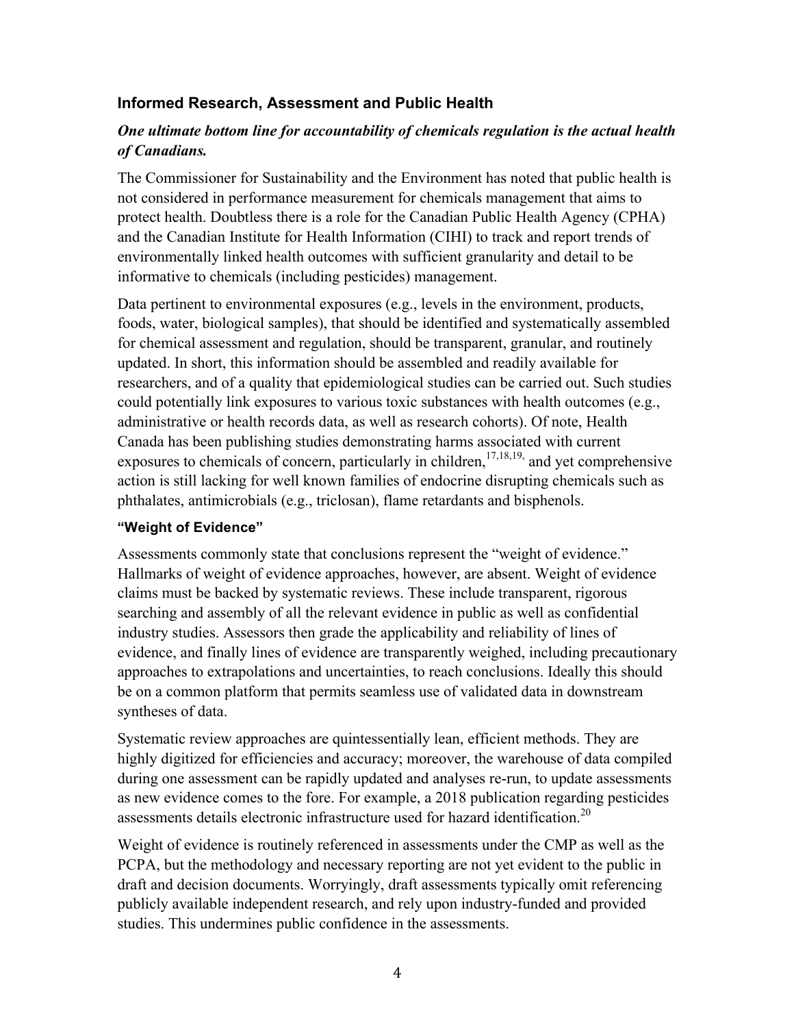### Informed Research, Assessment and Public Health

***One ultimate bottom line for accountability of chemicals regulation is the actual health of Canadians.***

The Commissioner for Sustainability and the Environment has noted that public health is not considered in performance measurement for chemicals management that aims to protect health. Doubtless there is a role for the Canadian Public Health Agency (CPHA) and the Canadian Institute for Health Information (CIHI) to track and report trends of environmentally linked health outcomes with sufficient granularity and detail to be informative to chemicals (including pesticides) management.

Data pertinent to environmental exposures (e.g., levels in the environment, products, foods, water, biological samples), that should be identified and systematically assembled for chemical assessment and regulation, should be transparent, granular, and routinely updated. In short, this information should be assembled and readily available for researchers, and of a quality that epidemiological studies can be carried out. Such studies could potentially link exposures to various toxic substances with health outcomes (e.g., administrative or health records data, as well as research cohorts). Of note, Health Canada has been publishing studies demonstrating harms associated with current exposures to chemicals of concern, particularly in children,[17,18,19,] and yet comprehensive action is still lacking for well known families of endocrine disrupting chemicals such as phthalates, antimicrobials (e.g., triclosan), flame retardants and bisphenols.

#### "Weight of Evidence"

Assessments commonly state that conclusions represent the "weight of evidence." Hallmarks of weight of evidence approaches, however, are absent. Weight of evidence claims must be backed by systematic reviews. These include transparent, rigorous searching and assembly of all the relevant evidence in public as well as confidential industry studies. Assessors then grade the applicability and reliability of lines of evidence, and finally lines of evidence are transparently weighed, including precautionary approaches to extrapolations and uncertainties, to reach conclusions. Ideally this should be on a common platform that permits seamless use of validated data in downstream syntheses of data.

Systematic review approaches are quintessentially lean, efficient methods. They are highly digitized for efficiencies and accuracy; moreover, the warehouse of data compiled during one assessment can be rapidly updated and analyses re-run, to update assessments as new evidence comes to the fore. For example, a 2018 publication regarding pesticides assessments details electronic infrastructure used for hazard identification.[20]

Weight of evidence is routinely referenced in assessments under the CMP as well as the PCPA, but the methodology and necessary reporting are not yet evident to the public in draft and decision documents. Worryingly, draft assessments typically omit referencing publicly available independent research, and rely upon industry-funded and provided studies. This undermines public confidence in the assessments.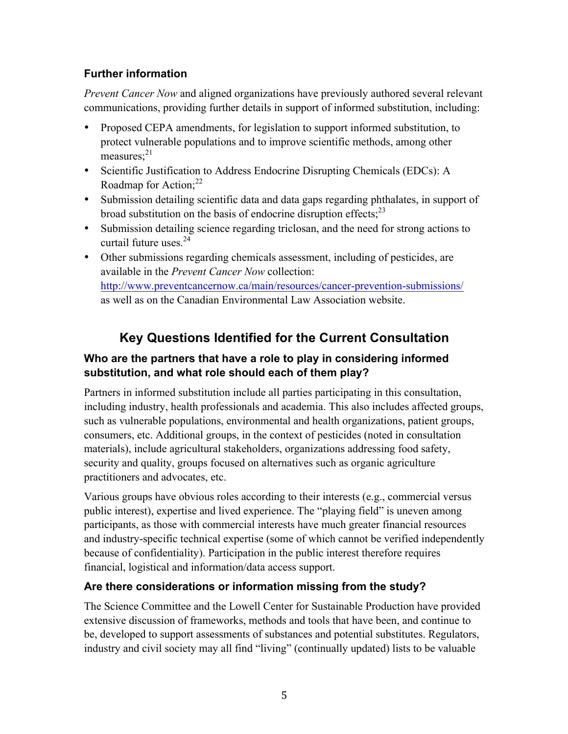### Further information

*Prevent Cancer Now* and aligned organizations have previously authored several relevant communications, providing further details in support of informed substitution, including:

- Proposed CEPA amendments, for legislation to support informed substitution, to protect vulnerable populations and to improve scientific methods, among other measures;[21]
- Scientific Justification to Address Endocrine Disrupting Chemicals (EDCs): A Roadmap for Action;[22]
- Submission detailing scientific data and data gaps regarding phthalates, in support of broad substitution on the basis of endocrine disruption effects;[23]
- Submission detailing science regarding triclosan, and the need for strong actions to curtail future uses.[24]
- Other submissions regarding chemicals assessment, including of pesticides, are available in the *Prevent Cancer Now* collection: http://www.preventcancernow.ca/main/resources/cancer-prevention-submissions/ as well as on the Canadian Environmental Law Association website.

## Key Questions Identified for the Current Consultation

### Who are the partners that have a role to play in considering informed substitution, and what role should each of them play?

Partners in informed substitution include all parties participating in this consultation, including industry, health professionals and academia. This also includes affected groups, such as vulnerable populations, environmental and health organizations, patient groups, consumers, etc. Additional groups, in the context of pesticides (noted in consultation materials), include agricultural stakeholders, organizations addressing food safety, security and quality, groups focused on alternatives such as organic agriculture practitioners and advocates, etc.

Various groups have obvious roles according to their interests (e.g., commercial versus public interest), expertise and lived experience. The "playing field" is uneven among participants, as those with commercial interests have much greater financial resources and industry-specific technical expertise (some of which cannot be verified independently because of confidentiality). Participation in the public interest therefore requires financial, logistical and information/data access support.

### Are there considerations or information missing from the study?

The Science Committee and the Lowell Center for Sustainable Production have provided extensive discussion of frameworks, methods and tools that have been, and continue to be, developed to support assessments of substances and potential substitutes. Regulators, industry and civil society may all find "living" (continually updated) lists to be valuable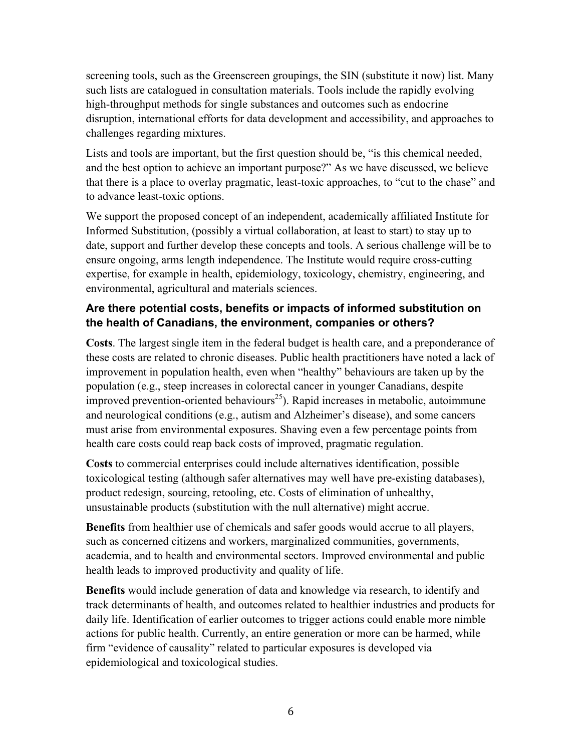screening tools, such as the Greenscreen groupings, the SIN (substitute it now) list. Many such lists are catalogued in consultation materials. Tools include the rapidly evolving high-throughput methods for single substances and outcomes such as endocrine disruption, international efforts for data development and accessibility, and approaches to challenges regarding mixtures.

Lists and tools are important, but the first question should be, "is this chemical needed, and the best option to achieve an important purpose?" As we have discussed, we believe that there is a place to overlay pragmatic, least-toxic approaches, to "cut to the chase" and to advance least-toxic options.

We support the proposed concept of an independent, academically affiliated Institute for Informed Substitution, (possibly a virtual collaboration, at least to start) to stay up to date, support and further develop these concepts and tools. A serious challenge will be to ensure ongoing, arms length independence. The Institute would require cross-cutting expertise, for example in health, epidemiology, toxicology, chemistry, engineering, and environmental, agricultural and materials sciences.

### Are there potential costs, benefits or impacts of informed substitution on the health of Canadians, the environment, companies or others?

**Costs**. The largest single item in the federal budget is health care, and a preponderance of these costs are related to chronic diseases. Public health practitioners have noted a lack of improvement in population health, even when "healthy" behaviours are taken up by the population (e.g., steep increases in colorectal cancer in younger Canadians, despite improved prevention-oriented behaviours[25]). Rapid increases in metabolic, autoimmune and neurological conditions (e.g., autism and Alzheimer's disease), and some cancers must arise from environmental exposures. Shaving even a few percentage points from health care costs could reap back costs of improved, pragmatic regulation.

**Costs** to commercial enterprises could include alternatives identification, possible toxicological testing (although safer alternatives may well have pre-existing databases), product redesign, sourcing, retooling, etc. Costs of elimination of unhealthy, unsustainable products (substitution with the null alternative) might accrue.

**Benefits** from healthier use of chemicals and safer goods would accrue to all players, such as concerned citizens and workers, marginalized communities, governments, academia, and to health and environmental sectors. Improved environmental and public health leads to improved productivity and quality of life.

**Benefits** would include generation of data and knowledge via research, to identify and track determinants of health, and outcomes related to healthier industries and products for daily life. Identification of earlier outcomes to trigger actions could enable more nimble actions for public health. Currently, an entire generation or more can be harmed, while firm "evidence of causality" related to particular exposures is developed via epidemiological and toxicological studies.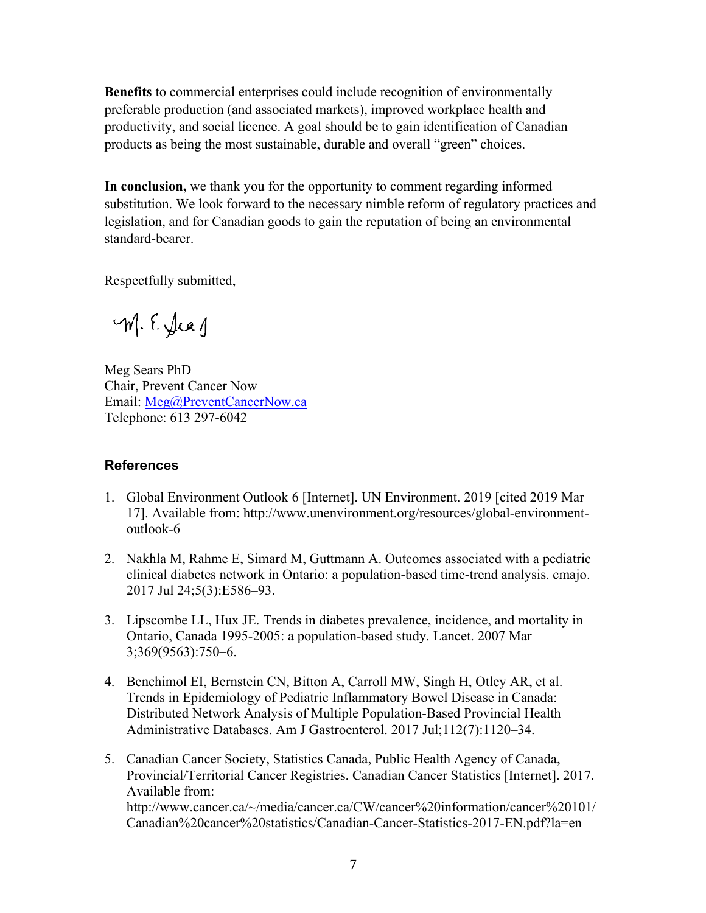**Benefits** to commercial enterprises could include recognition of environmentally preferable production (and associated markets), improved workplace health and productivity, and social licence. A goal should be to gain identification of Canadian products as being the most sustainable, durable and overall "green" choices.

**In conclusion,** we thank you for the opportunity to comment regarding informed substitution. We look forward to the necessary nimble reform of regulatory practices and legislation, and for Canadian goods to gain the reputation of being an environmental standard-bearer.

Respectfully submitted,

M. E. Sears

Meg Sears PhD
Chair, Prevent Cancer Now
Email: Meg@PreventCancerNow.ca
Telephone: 613 297-6042

## References

1. Global Environment Outlook 6 [Internet]. UN Environment. 2019 [cited 2019 Mar 17]. Available from: http://www.unenvironment.org/resources/global-environment-outlook-6

2. Nakhla M, Rahme E, Simard M, Guttmann A. Outcomes associated with a pediatric clinical diabetes network in Ontario: a population-based time-trend analysis. cmajo. 2017 Jul 24;5(3):E586–93.

3. Lipscombe LL, Hux JE. Trends in diabetes prevalence, incidence, and mortality in Ontario, Canada 1995-2005: a population-based study. Lancet. 2007 Mar 3;369(9563):750–6.

4. Benchimol EI, Bernstein CN, Bitton A, Carroll MW, Singh H, Otley AR, et al. Trends in Epidemiology of Pediatric Inflammatory Bowel Disease in Canada: Distributed Network Analysis of Multiple Population-Based Provincial Health Administrative Databases. Am J Gastroenterol. 2017 Jul;112(7):1120–34.

5. Canadian Cancer Society, Statistics Canada, Public Health Agency of Canada, Provincial/Territorial Cancer Registries. Canadian Cancer Statistics [Internet]. 2017. Available from: http://www.cancer.ca/~/media/cancer.ca/CW/cancer%20information/cancer%20101/Canadian%20cancer%20statistics/Canadian-Cancer-Statistics-2017-EN.pdf?la=en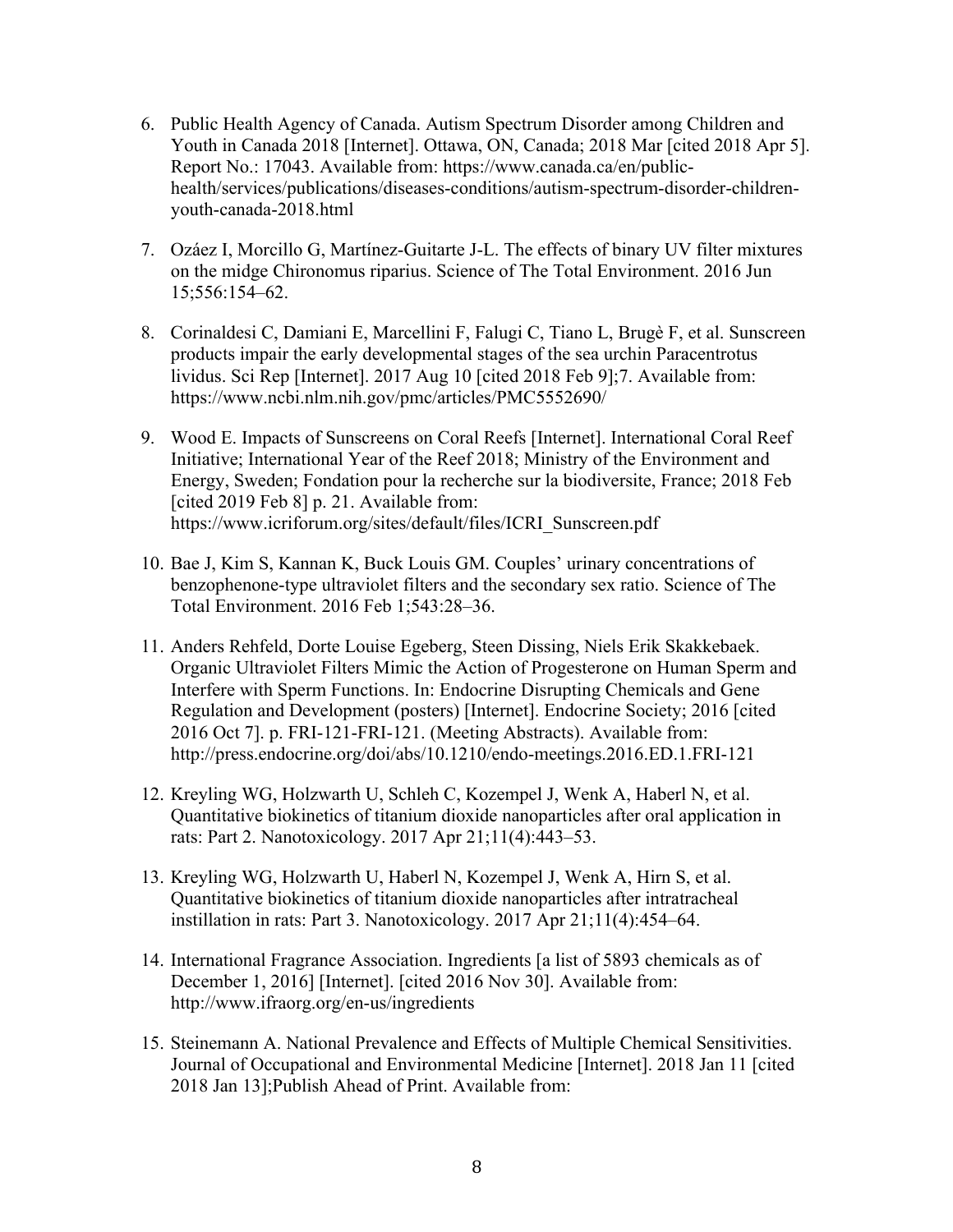6. Public Health Agency of Canada. Autism Spectrum Disorder among Children and Youth in Canada 2018 [Internet]. Ottawa, ON, Canada; 2018 Mar [cited 2018 Apr 5]. Report No.: 17043. Available from: https://www.canada.ca/en/public-health/services/publications/diseases-conditions/autism-spectrum-disorder-children-youth-canada-2018.html

7. Ozáez I, Morcillo G, Martínez-Guitarte J-L. The effects of binary UV filter mixtures on the midge Chironomus riparius. Science of The Total Environment. 2016 Jun 15;556:154–62.

8. Corinaldesi C, Damiani E, Marcellini F, Falugi C, Tiano L, Brugè F, et al. Sunscreen products impair the early developmental stages of the sea urchin Paracentrotus lividus. Sci Rep [Internet]. 2017 Aug 10 [cited 2018 Feb 9];7. Available from: https://www.ncbi.nlm.nih.gov/pmc/articles/PMC5552690/

9. Wood E. Impacts of Sunscreens on Coral Reefs [Internet]. International Coral Reef Initiative; International Year of the Reef 2018; Ministry of the Environment and Energy, Sweden; Fondation pour la recherche sur la biodiversite, France; 2018 Feb [cited 2019 Feb 8] p. 21. Available from: https://www.icriforum.org/sites/default/files/ICRI_Sunscreen.pdf

10. Bae J, Kim S, Kannan K, Buck Louis GM. Couples' urinary concentrations of benzophenone-type ultraviolet filters and the secondary sex ratio. Science of The Total Environment. 2016 Feb 1;543:28–36.

11. Anders Rehfeld, Dorte Louise Egeberg, Steen Dissing, Niels Erik Skakkebaek. Organic Ultraviolet Filters Mimic the Action of Progesterone on Human Sperm and Interfere with Sperm Functions. In: Endocrine Disrupting Chemicals and Gene Regulation and Development (posters) [Internet]. Endocrine Society; 2016 [cited 2016 Oct 7]. p. FRI-121-FRI-121. (Meeting Abstracts). Available from: http://press.endocrine.org/doi/abs/10.1210/endo-meetings.2016.ED.1.FRI-121

12. Kreyling WG, Holzwarth U, Schleh C, Kozempel J, Wenk A, Haberl N, et al. Quantitative biokinetics of titanium dioxide nanoparticles after oral application in rats: Part 2. Nanotoxicology. 2017 Apr 21;11(4):443–53.

13. Kreyling WG, Holzwarth U, Haberl N, Kozempel J, Wenk A, Hirn S, et al. Quantitative biokinetics of titanium dioxide nanoparticles after intratracheal instillation in rats: Part 3. Nanotoxicology. 2017 Apr 21;11(4):454–64.

14. International Fragrance Association. Ingredients [a list of 5893 chemicals as of December 1, 2016] [Internet]. [cited 2016 Nov 30]. Available from: http://www.ifraorg.org/en-us/ingredients

15. Steinemann A. National Prevalence and Effects of Multiple Chemical Sensitivities. Journal of Occupational and Environmental Medicine [Internet]. 2018 Jan 11 [cited 2018 Jan 13];Publish Ahead of Print. Available from: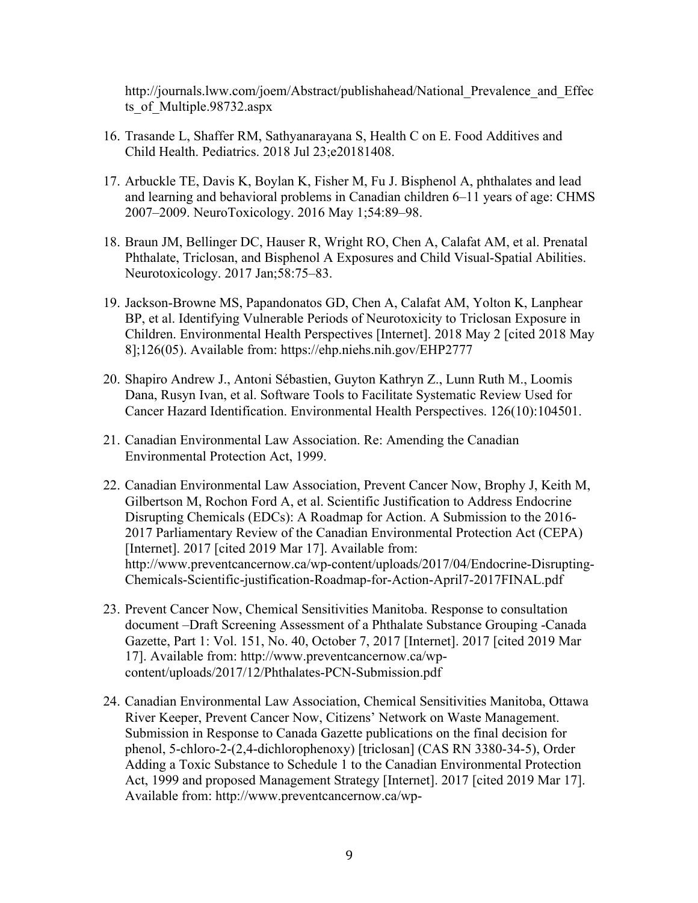http://journals.lww.com/joem/Abstract/publishahead/National_Prevalence_and_Effects_of_Multiple.98732.aspx

16. Trasande L, Shaffer RM, Sathyanarayana S, Health C on E. Food Additives and Child Health. Pediatrics. 2018 Jul 23;e20181408.

17. Arbuckle TE, Davis K, Boylan K, Fisher M, Fu J. Bisphenol A, phthalates and lead and learning and behavioral problems in Canadian children 6–11 years of age: CHMS 2007–2009. NeuroToxicology. 2016 May 1;54:89–98.

18. Braun JM, Bellinger DC, Hauser R, Wright RO, Chen A, Calafat AM, et al. Prenatal Phthalate, Triclosan, and Bisphenol A Exposures and Child Visual-Spatial Abilities. Neurotoxicology. 2017 Jan;58:75–83.

19. Jackson-Browne MS, Papandonatos GD, Chen A, Calafat AM, Yolton K, Lanphear BP, et al. Identifying Vulnerable Periods of Neurotoxicity to Triclosan Exposure in Children. Environmental Health Perspectives [Internet]. 2018 May 2 [cited 2018 May 8];126(05). Available from: https://ehp.niehs.nih.gov/EHP2777

20. Shapiro Andrew J., Antoni Sébastien, Guyton Kathryn Z., Lunn Ruth M., Loomis Dana, Rusyn Ivan, et al. Software Tools to Facilitate Systematic Review Used for Cancer Hazard Identification. Environmental Health Perspectives. 126(10):104501.

21. Canadian Environmental Law Association. Re: Amending the Canadian Environmental Protection Act, 1999.

22. Canadian Environmental Law Association, Prevent Cancer Now, Brophy J, Keith M, Gilbertson M, Rochon Ford A, et al. Scientific Justification to Address Endocrine Disrupting Chemicals (EDCs): A Roadmap for Action. A Submission to the 2016-2017 Parliamentary Review of the Canadian Environmental Protection Act (CEPA) [Internet]. 2017 [cited 2019 Mar 17]. Available from: http://www.preventcancernow.ca/wp-content/uploads/2017/04/Endocrine-Disrupting-Chemicals-Scientific-justification-Roadmap-for-Action-April7-2017FINAL.pdf

23. Prevent Cancer Now, Chemical Sensitivities Manitoba. Response to consultation document –Draft Screening Assessment of a Phthalate Substance Grouping -Canada Gazette, Part 1: Vol. 151, No. 40, October 7, 2017 [Internet]. 2017 [cited 2019 Mar 17]. Available from: http://www.preventcancernow.ca/wp-content/uploads/2017/12/Phthalates-PCN-Submission.pdf

24. Canadian Environmental Law Association, Chemical Sensitivities Manitoba, Ottawa River Keeper, Prevent Cancer Now, Citizens' Network on Waste Management. Submission in Response to Canada Gazette publications on the final decision for phenol, 5-chloro-2-(2,4-dichlorophenoxy) [triclosan] (CAS RN 3380-34-5), Order Adding a Toxic Substance to Schedule 1 to the Canadian Environmental Protection Act, 1999 and proposed Management Strategy [Internet]. 2017 [cited 2019 Mar 17]. Available from: http://www.preventcancernow.ca/wp-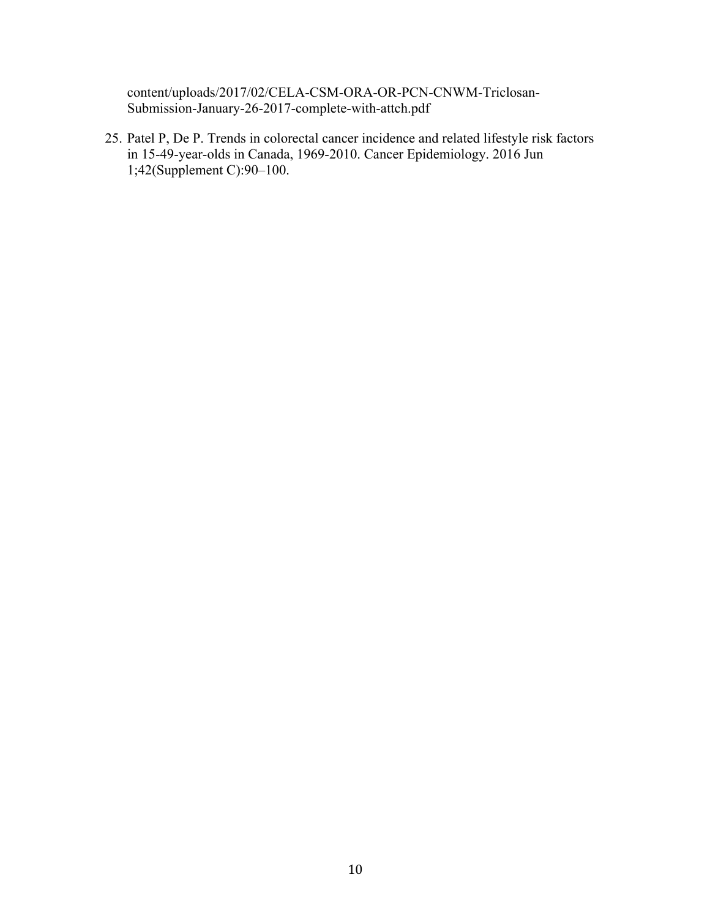content/uploads/2017/02/CELA-CSM-ORA-OR-PCN-CNWM-Triclosan-Submission-January-26-2017-complete-with-attch.pdf

25. Patel P, De P. Trends in colorectal cancer incidence and related lifestyle risk factors in 15-49-year-olds in Canada, 1969-2010. Cancer Epidemiology. 2016 Jun 1;42(Supplement C):90–100.